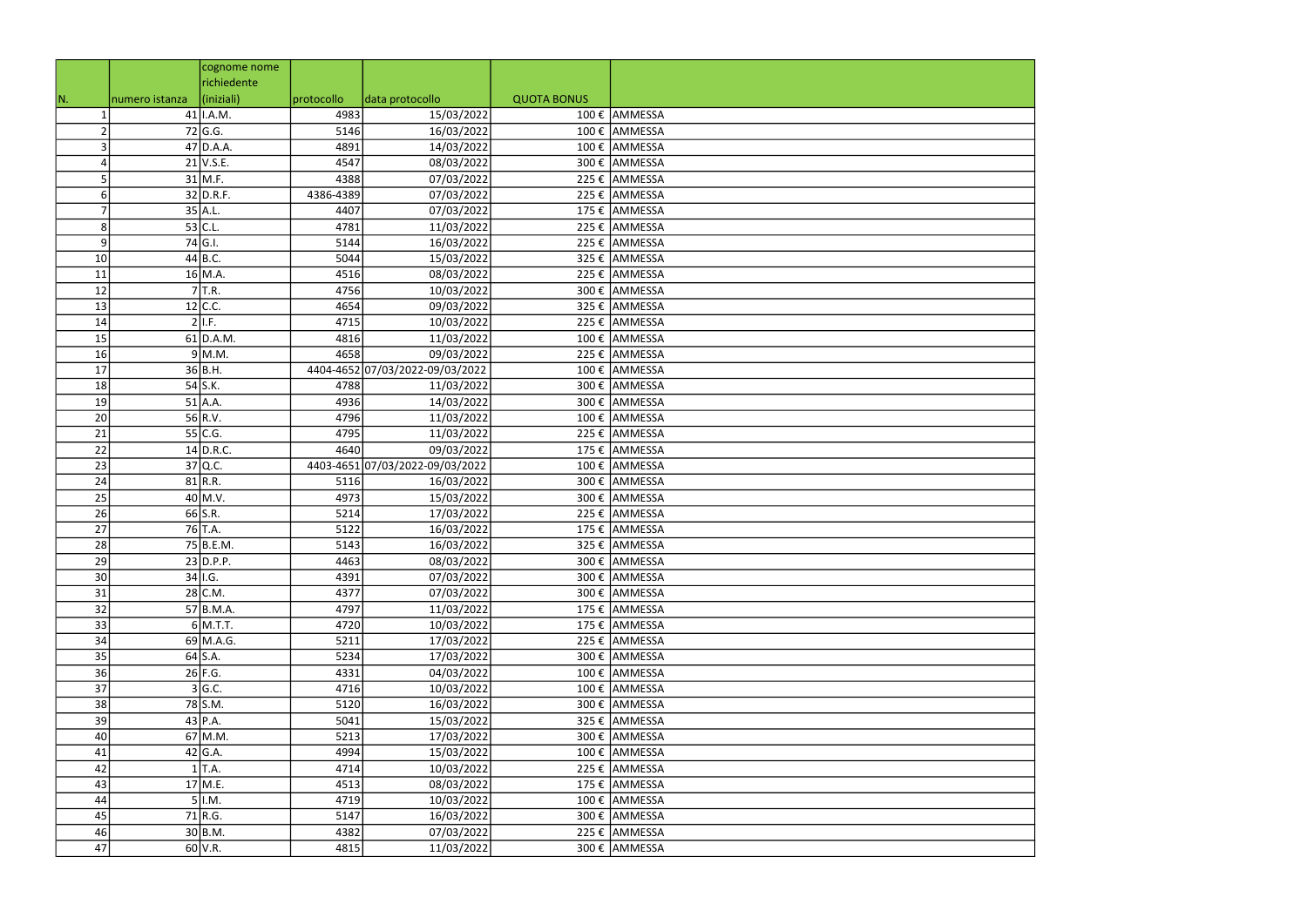| N. | numero istanza | cognome nome richiedente (iniziali) | protocollo | data protocollo | QUOTA BONUS | |
|---|---|---|---|---|---|---|
| 1 | 41 | I.A.M. | 4983 | 15/03/2022 | 100 € | AMMESSA |
| 2 | 72 | G.G. | 5146 | 16/03/2022 | 100 € | AMMESSA |
| 3 | 47 | D.A.A. | 4891 | 14/03/2022 | 100 € | AMMESSA |
| 4 | 21 | V.S.E. | 4547 | 08/03/2022 | 300 € | AMMESSA |
| 5 | 31 | M.F. | 4388 | 07/03/2022 | 225 € | AMMESSA |
| 6 | 32 | D.R.F. | 4386-4389 | 07/03/2022 | 225 € | AMMESSA |
| 7 | 35 | A.L. | 4407 | 07/03/2022 | 175 € | AMMESSA |
| 8 | 53 | C.L. | 4781 | 11/03/2022 | 225 € | AMMESSA |
| 9 | 74 | G.I. | 5144 | 16/03/2022 | 225 € | AMMESSA |
| 10 | 44 | B.C. | 5044 | 15/03/2022 | 325 € | AMMESSA |
| 11 | 16 | M.A. | 4516 | 08/03/2022 | 225 € | AMMESSA |
| 12 | 7 | T.R. | 4756 | 10/03/2022 | 300 € | AMMESSA |
| 13 | 12 | C.C. | 4654 | 09/03/2022 | 325 € | AMMESSA |
| 14 | 2 | I.F. | 4715 | 10/03/2022 | 225 € | AMMESSA |
| 15 | 61 | D.A.M. | 4816 | 11/03/2022 | 100 € | AMMESSA |
| 16 | 9 | M.M. | 4658 | 09/03/2022 | 225 € | AMMESSA |
| 17 | 36 | B.H. | 4404-4652 | 07/03/2022-09/03/2022 | 100 € | AMMESSA |
| 18 | 54 | S.K. | 4788 | 11/03/2022 | 300 € | AMMESSA |
| 19 | 51 | A.A. | 4936 | 14/03/2022 | 300 € | AMMESSA |
| 20 | 56 | R.V. | 4796 | 11/03/2022 | 100 € | AMMESSA |
| 21 | 55 | C.G. | 4795 | 11/03/2022 | 225 € | AMMESSA |
| 22 | 14 | D.R.C. | 4640 | 09/03/2022 | 175 € | AMMESSA |
| 23 | 37 | Q.C. | 4403-4651 | 07/03/2022-09/03/2022 | 100 € | AMMESSA |
| 24 | 81 | R.R. | 5116 | 16/03/2022 | 300 € | AMMESSA |
| 25 | 40 | M.V. | 4973 | 15/03/2022 | 300 € | AMMESSA |
| 26 | 66 | S.R. | 5214 | 17/03/2022 | 225 € | AMMESSA |
| 27 | 76 | T.A. | 5122 | 16/03/2022 | 175 € | AMMESSA |
| 28 | 75 | B.E.M. | 5143 | 16/03/2022 | 325 € | AMMESSA |
| 29 | 23 | D.P.P. | 4463 | 08/03/2022 | 300 € | AMMESSA |
| 30 | 34 | I.G. | 4391 | 07/03/2022 | 300 € | AMMESSA |
| 31 | 28 | C.M. | 4377 | 07/03/2022 | 300 € | AMMESSA |
| 32 | 57 | B.M.A. | 4797 | 11/03/2022 | 175 € | AMMESSA |
| 33 | 6 | M.T.T. | 4720 | 10/03/2022 | 175 € | AMMESSA |
| 34 | 69 | M.A.G. | 5211 | 17/03/2022 | 225 € | AMMESSA |
| 35 | 64 | S.A. | 5234 | 17/03/2022 | 300 € | AMMESSA |
| 36 | 26 | F.G. | 4331 | 04/03/2022 | 100 € | AMMESSA |
| 37 | 3 | G.C. | 4716 | 10/03/2022 | 100 € | AMMESSA |
| 38 | 78 | S.M. | 5120 | 16/03/2022 | 300 € | AMMESSA |
| 39 | 43 | P.A. | 5041 | 15/03/2022 | 325 € | AMMESSA |
| 40 | 67 | M.M. | 5213 | 17/03/2022 | 300 € | AMMESSA |
| 41 | 42 | G.A. | 4994 | 15/03/2022 | 100 € | AMMESSA |
| 42 | 1 | T.A. | 4714 | 10/03/2022 | 225 € | AMMESSA |
| 43 | 17 | M.E. | 4513 | 08/03/2022 | 175 € | AMMESSA |
| 44 | 5 | I.M. | 4719 | 10/03/2022 | 100 € | AMMESSA |
| 45 | 71 | R.G. | 5147 | 16/03/2022 | 300 € | AMMESSA |
| 46 | 30 | B.M. | 4382 | 07/03/2022 | 225 € | AMMESSA |
| 47 | 60 | V.R. | 4815 | 11/03/2022 | 300 € | AMMESSA |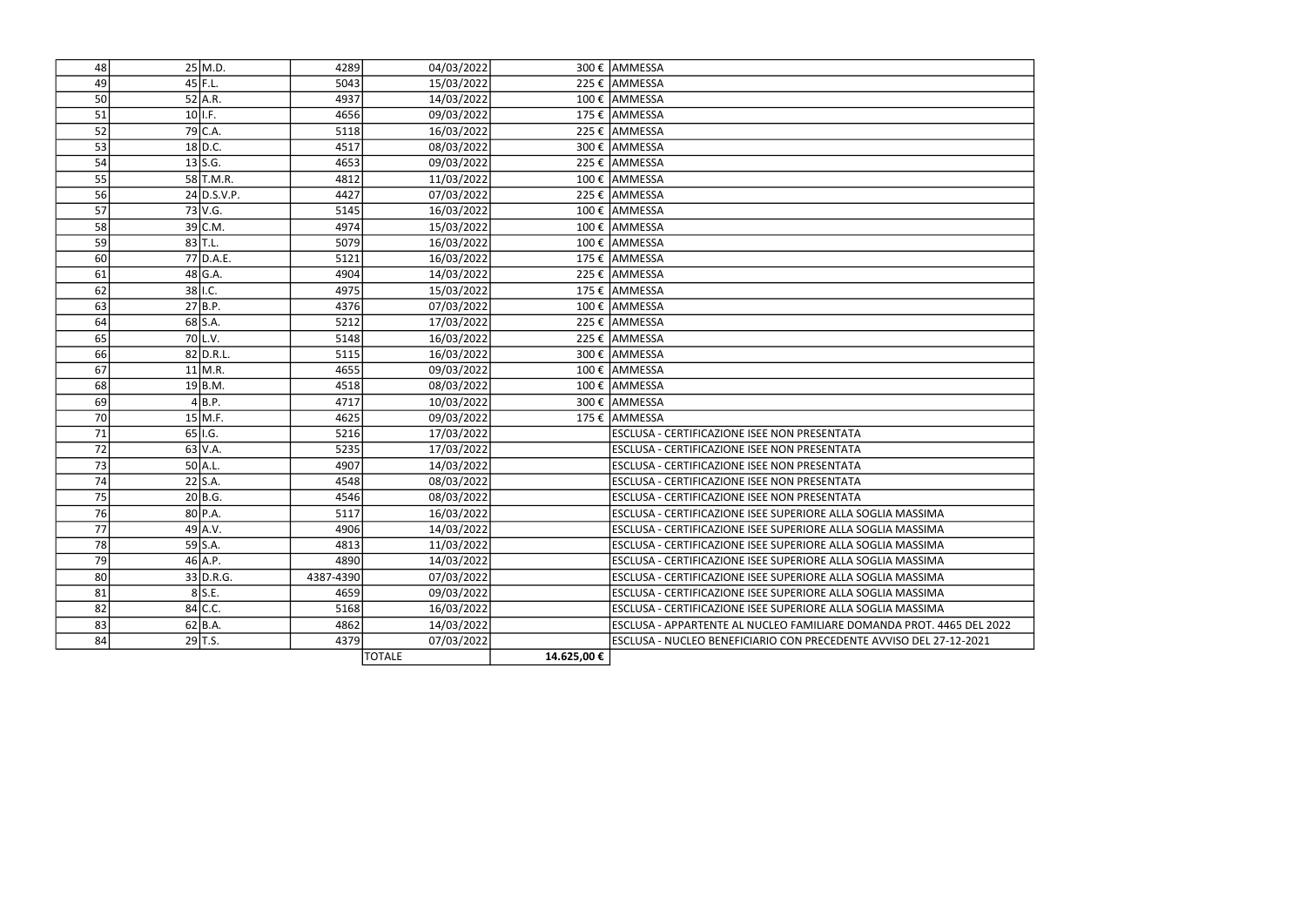| | | | | | | |
|---|---|---|---|---|---|---|
| 48 | 25 | M.D. | 4289 | 04/03/2022 | 300 € | AMMESSA |
| 49 | 45 | F.L. | 5043 | 15/03/2022 | 225 € | AMMESSA |
| 50 | 52 | A.R. | 4937 | 14/03/2022 | 100 € | AMMESSA |
| 51 | 10 | I.F. | 4656 | 09/03/2022 | 175 € | AMMESSA |
| 52 | 79 | C.A. | 5118 | 16/03/2022 | 225 € | AMMESSA |
| 53 | 18 | D.C. | 4517 | 08/03/2022 | 300 € | AMMESSA |
| 54 | 13 | S.G. | 4653 | 09/03/2022 | 225 € | AMMESSA |
| 55 | 58 | T.M.R. | 4812 | 11/03/2022 | 100 € | AMMESSA |
| 56 | 24 | D.S.V.P. | 4427 | 07/03/2022 | 225 € | AMMESSA |
| 57 | 73 | V.G. | 5145 | 16/03/2022 | 100 € | AMMESSA |
| 58 | 39 | C.M. | 4974 | 15/03/2022 | 100 € | AMMESSA |
| 59 | 83 | T.L. | 5079 | 16/03/2022 | 100 € | AMMESSA |
| 60 | 77 | D.A.E. | 5121 | 16/03/2022 | 175 € | AMMESSA |
| 61 | 48 | G.A. | 4904 | 14/03/2022 | 225 € | AMMESSA |
| 62 | 38 | I.C. | 4975 | 15/03/2022 | 175 € | AMMESSA |
| 63 | 27 | B.P. | 4376 | 07/03/2022 | 100 € | AMMESSA |
| 64 | 68 | S.A. | 5212 | 17/03/2022 | 225 € | AMMESSA |
| 65 | 70 | L.V. | 5148 | 16/03/2022 | 225 € | AMMESSA |
| 66 | 82 | D.R.L. | 5115 | 16/03/2022 | 300 € | AMMESSA |
| 67 | 11 | M.R. | 4655 | 09/03/2022 | 100 € | AMMESSA |
| 68 | 19 | B.M. | 4518 | 08/03/2022 | 100 € | AMMESSA |
| 69 | 4 | B.P. | 4717 | 10/03/2022 | 300 € | AMMESSA |
| 70 | 15 | M.F. | 4625 | 09/03/2022 | 175 € | AMMESSA |
| 71 | 65 | I.G. | 5216 | 17/03/2022 | | ESCLUSA - CERTIFICAZIONE ISEE NON PRESENTATA |
| 72 | 63 | V.A. | 5235 | 17/03/2022 | | ESCLUSA - CERTIFICAZIONE ISEE NON PRESENTATA |
| 73 | 50 | A.L. | 4907 | 14/03/2022 | | ESCLUSA - CERTIFICAZIONE ISEE NON PRESENTATA |
| 74 | 22 | S.A. | 4548 | 08/03/2022 | | ESCLUSA - CERTIFICAZIONE ISEE NON PRESENTATA |
| 75 | 20 | B.G. | 4546 | 08/03/2022 | | ESCLUSA - CERTIFICAZIONE ISEE NON PRESENTATA |
| 76 | 80 | P.A. | 5117 | 16/03/2022 | | ESCLUSA - CERTIFICAZIONE ISEE SUPERIORE ALLA SOGLIA MASSIMA |
| 77 | 49 | A.V. | 4906 | 14/03/2022 | | ESCLUSA - CERTIFICAZIONE ISEE SUPERIORE ALLA SOGLIA MASSIMA |
| 78 | 59 | S.A. | 4813 | 11/03/2022 | | ESCLUSA - CERTIFICAZIONE ISEE SUPERIORE ALLA SOGLIA MASSIMA |
| 79 | 46 | A.P. | 4890 | 14/03/2022 | | ESCLUSA - CERTIFICAZIONE ISEE SUPERIORE ALLA SOGLIA MASSIMA |
| 80 | 33 | D.R.G. | 4387-4390 | 07/03/2022 | | ESCLUSA - CERTIFICAZIONE ISEE SUPERIORE ALLA SOGLIA MASSIMA |
| 81 | 8 | S.E. | 4659 | 09/03/2022 | | ESCLUSA - CERTIFICAZIONE ISEE SUPERIORE ALLA SOGLIA MASSIMA |
| 82 | 84 | C.C. | 5168 | 16/03/2022 | | ESCLUSA - CERTIFICAZIONE ISEE SUPERIORE ALLA SOGLIA MASSIMA |
| 83 | 62 | B.A. | 4862 | 14/03/2022 | | ESCLUSA - APPARTENTE AL NUCLEO FAMILIARE DOMANDA PROT. 4465 DEL 2022 |
| 84 | 29 | T.S. | 4379 | 07/03/2022 | | ESCLUSA - NUCLEO BENEFICIARIO CON PRECEDENTE AVVISO DEL 27-12-2021 |
| | | | | TOTALE | **14.625,00 €** | |